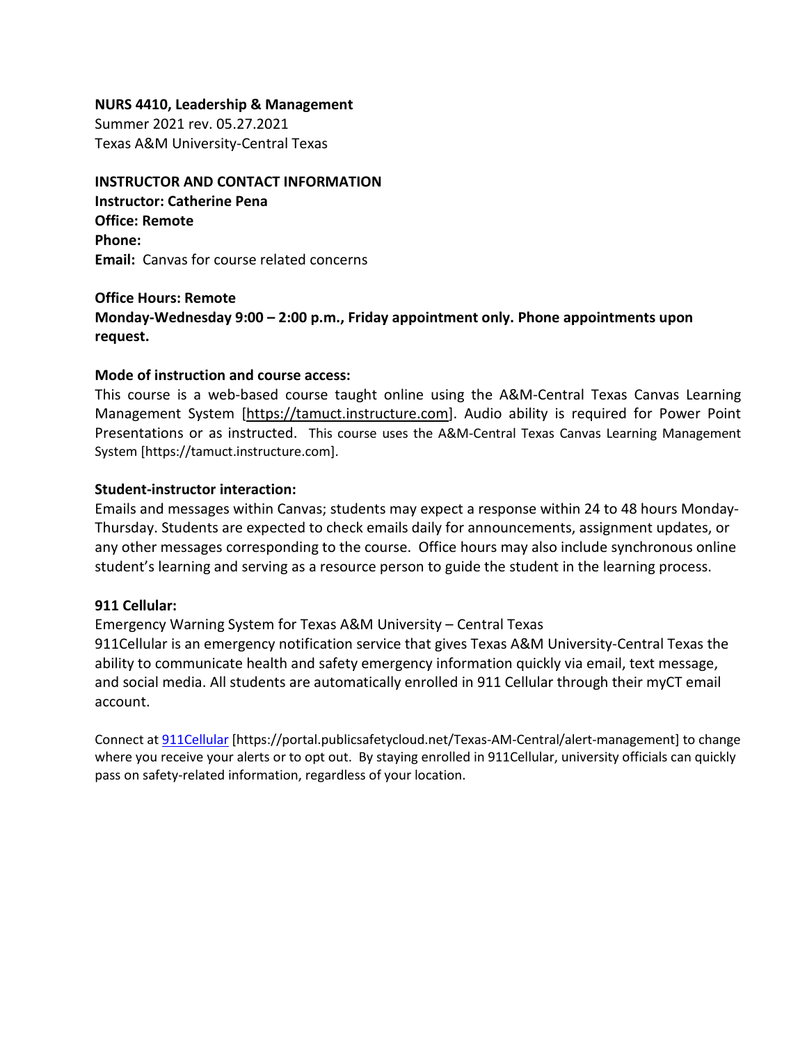**NURS 4410, Leadership & Management**
Summer 2021 rev. 05.27.2021
Texas A&M University-Central Texas

**INSTRUCTOR AND CONTACT INFORMATION**
**Instructor: Catherine Pena**
**Office: Remote**
**Phone:**
**Email:** Canvas for course related concerns

**Office Hours: Remote**
**Monday-Wednesday 9:00 – 2:00 p.m., Friday appointment only. Phone appointments upon request.**

**Mode of instruction and course access:**
This course is a web-based course taught online using the A&M-Central Texas Canvas Learning Management System [https://tamuct.instructure.com]. Audio ability is required for Power Point Presentations or as instructed. This course uses the A&M-Central Texas Canvas Learning Management System [https://tamuct.instructure.com].

**Student-instructor interaction:**
Emails and messages within Canvas; students may expect a response within 24 to 48 hours Monday-Thursday. Students are expected to check emails daily for announcements, assignment updates, or any other messages corresponding to the course. Office hours may also include synchronous online student's learning and serving as a resource person to guide the student in the learning process.

**911 Cellular:**
Emergency Warning System for Texas A&M University – Central Texas
911Cellular is an emergency notification service that gives Texas A&M University-Central Texas the ability to communicate health and safety emergency information quickly via email, text message, and social media. All students are automatically enrolled in 911 Cellular through their myCT email account.

Connect at 911Cellular [https://portal.publicsafetycloud.net/Texas-AM-Central/alert-management] to change where you receive your alerts or to opt out. By staying enrolled in 911Cellular, university officials can quickly pass on safety-related information, regardless of your location.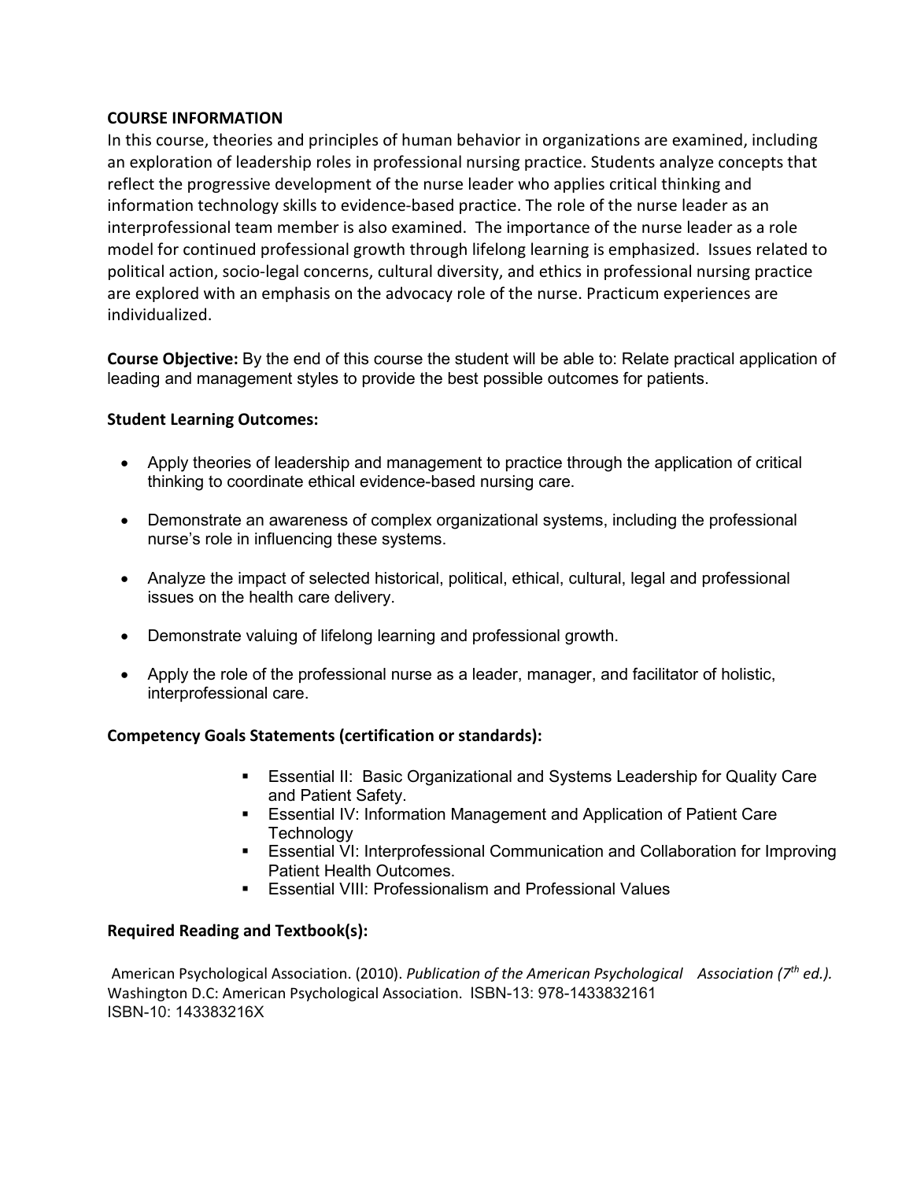## COURSE INFORMATION

In this course, theories and principles of human behavior in organizations are examined, including an exploration of leadership roles in professional nursing practice. Students analyze concepts that reflect the progressive development of the nurse leader who applies critical thinking and information technology skills to evidence-based practice. The role of the nurse leader as an interprofessional team member is also examined. The importance of the nurse leader as a role model for continued professional growth through lifelong learning is emphasized. Issues related to political action, socio-legal concerns, cultural diversity, and ethics in professional nursing practice are explored with an emphasis on the advocacy role of the nurse. Practicum experiences are individualized.

**Course Objective:** By the end of this course the student will be able to: Relate practical application of leading and management styles to provide the best possible outcomes for patients.

### Student Learning Outcomes:

- Apply theories of leadership and management to practice through the application of critical thinking to coordinate ethical evidence-based nursing care.
- Demonstrate an awareness of complex organizational systems, including the professional nurse's role in influencing these systems.
- Analyze the impact of selected historical, political, ethical, cultural, legal and professional issues on the health care delivery.
- Demonstrate valuing of lifelong learning and professional growth.
- Apply the role of the professional nurse as a leader, manager, and facilitator of holistic, interprofessional care.

### Competency Goals Statements (certification or standards):

- Essential II: Basic Organizational and Systems Leadership for Quality Care and Patient Safety.
- Essential IV: Information Management and Application of Patient Care Technology
- Essential VI: Interprofessional Communication and Collaboration for Improving Patient Health Outcomes.
- Essential VIII: Professionalism and Professional Values

### Required Reading and Textbook(s):

American Psychological Association. (2010). *Publication of the American Psychological Association (7th ed.).* Washington D.C: American Psychological Association. ISBN-13: 978-1433832161
ISBN-10: 143383216X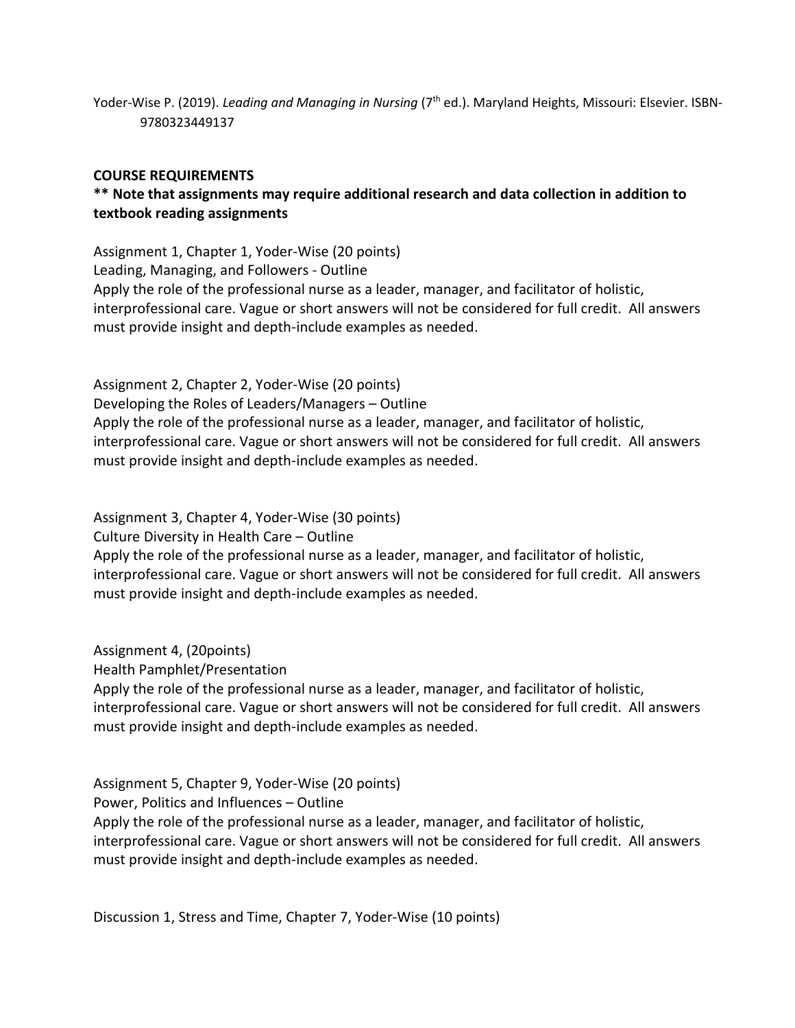Yoder-Wise P. (2019). *Leading and Managing in Nursing* (7th ed.). Maryland Heights, Missouri: Elsevier. ISBN-9780323449137

**COURSE REQUIREMENTS**

**** Note that assignments may require additional research and data collection in addition to textbook reading assignments**

Assignment 1, Chapter 1, Yoder-Wise (20 points)
Leading, Managing, and Followers - Outline
Apply the role of the professional nurse as a leader, manager, and facilitator of holistic, interprofessional care. Vague or short answers will not be considered for full credit. All answers must provide insight and depth-include examples as needed.

Assignment 2, Chapter 2, Yoder-Wise (20 points)
Developing the Roles of Leaders/Managers – Outline
Apply the role of the professional nurse as a leader, manager, and facilitator of holistic, interprofessional care. Vague or short answers will not be considered for full credit. All answers must provide insight and depth-include examples as needed.

Assignment 3, Chapter 4, Yoder-Wise (30 points)
Culture Diversity in Health Care – Outline
Apply the role of the professional nurse as a leader, manager, and facilitator of holistic, interprofessional care. Vague or short answers will not be considered for full credit. All answers must provide insight and depth-include examples as needed.

Assignment 4, (20points)
Health Pamphlet/Presentation
Apply the role of the professional nurse as a leader, manager, and facilitator of holistic, interprofessional care. Vague or short answers will not be considered for full credit. All answers must provide insight and depth-include examples as needed.

Assignment 5, Chapter 9, Yoder-Wise (20 points)
Power, Politics and Influences – Outline
Apply the role of the professional nurse as a leader, manager, and facilitator of holistic, interprofessional care. Vague or short answers will not be considered for full credit. All answers must provide insight and depth-include examples as needed.

Discussion 1, Stress and Time, Chapter 7, Yoder-Wise (10 points)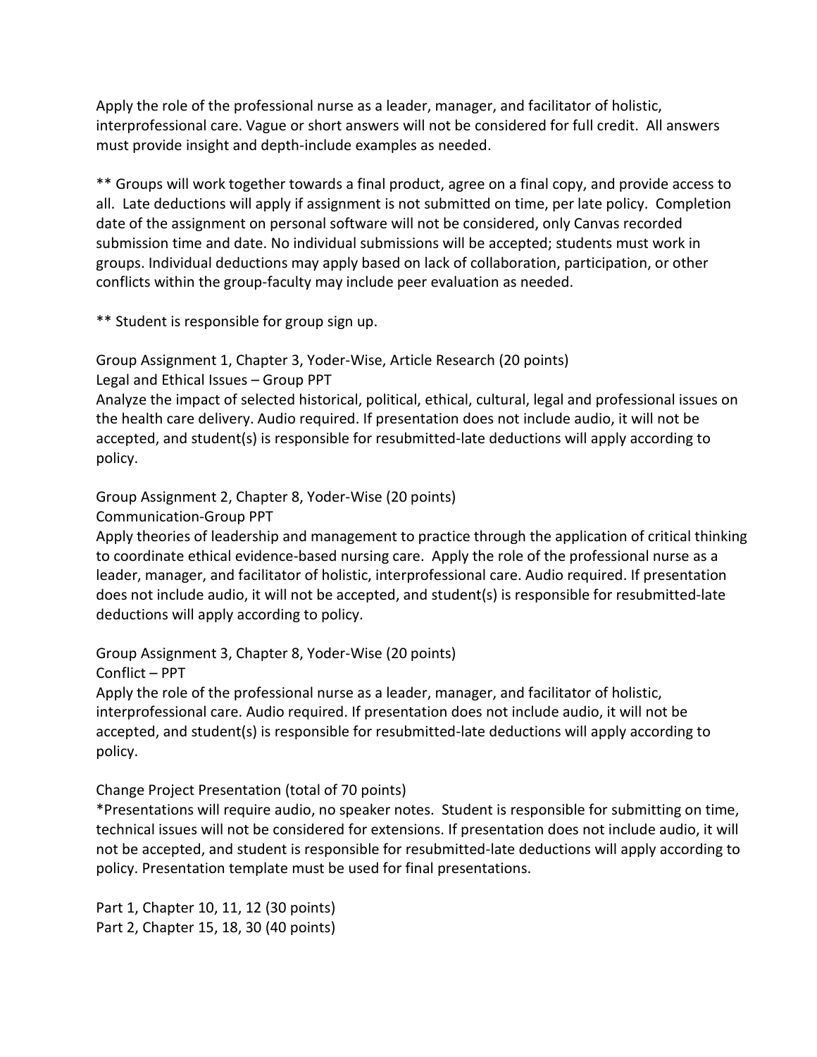Apply the role of the professional nurse as a leader, manager, and facilitator of holistic, interprofessional care. Vague or short answers will not be considered for full credit. All answers must provide insight and depth-include examples as needed.

** Groups will work together towards a final product, agree on a final copy, and provide access to all. Late deductions will apply if assignment is not submitted on time, per late policy. Completion date of the assignment on personal software will not be considered, only Canvas recorded submission time and date. No individual submissions will be accepted; students must work in groups. Individual deductions may apply based on lack of collaboration, participation, or other conflicts within the group-faculty may include peer evaluation as needed.

** Student is responsible for group sign up.

Group Assignment 1, Chapter 3, Yoder-Wise, Article Research (20 points)
Legal and Ethical Issues – Group PPT
Analyze the impact of selected historical, political, ethical, cultural, legal and professional issues on the health care delivery. Audio required. If presentation does not include audio, it will not be accepted, and student(s) is responsible for resubmitted-late deductions will apply according to policy.

Group Assignment 2, Chapter 8, Yoder-Wise (20 points)
Communication-Group PPT
Apply theories of leadership and management to practice through the application of critical thinking to coordinate ethical evidence-based nursing care. Apply the role of the professional nurse as a leader, manager, and facilitator of holistic, interprofessional care. Audio required. If presentation does not include audio, it will not be accepted, and student(s) is responsible for resubmitted-late deductions will apply according to policy.

Group Assignment 3, Chapter 8, Yoder-Wise (20 points)
Conflict – PPT
Apply the role of the professional nurse as a leader, manager, and facilitator of holistic, interprofessional care. Audio required. If presentation does not include audio, it will not be accepted, and student(s) is responsible for resubmitted-late deductions will apply according to policy.

Change Project Presentation (total of 70 points)
*Presentations will require audio, no speaker notes. Student is responsible for submitting on time, technical issues will not be considered for extensions. If presentation does not include audio, it will not be accepted, and student is responsible for resubmitted-late deductions will apply according to policy. Presentation template must be used for final presentations.

Part 1, Chapter 10, 11, 12 (30 points)
Part 2, Chapter 15, 18, 30 (40 points)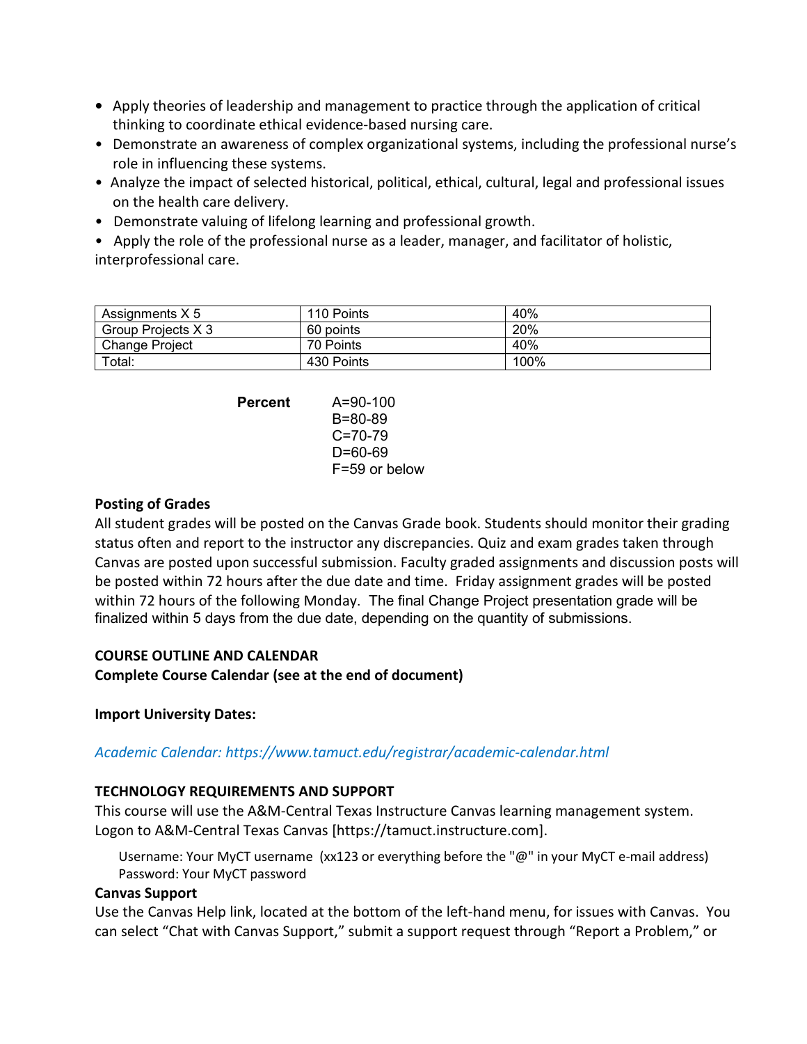- Apply theories of leadership and management to practice through the application of critical thinking to coordinate ethical evidence-based nursing care.
- Demonstrate an awareness of complex organizational systems, including the professional nurse's role in influencing these systems.
- Analyze the impact of selected historical, political, ethical, cultural, legal and professional issues on the health care delivery.
- Demonstrate valuing of lifelong learning and professional growth.
- Apply the role of the professional nurse as a leader, manager, and facilitator of holistic, interprofessional care.

| Assignments X 5 | 110 Points | 40% |
|---|---|---|
| Group Projects X 3 | 60 points | 20% |
| Change Project | 70 Points | 40% |
| Total: | 430 Points | 100% |

**Percent**

A=90-100
B=80-89
C=70-79
D=60-69
F=59 or below

**Posting of Grades**

All student grades will be posted on the Canvas Grade book. Students should monitor their grading status often and report to the instructor any discrepancies. Quiz and exam grades taken through Canvas are posted upon successful submission. Faculty graded assignments and discussion posts will be posted within 72 hours after the due date and time. Friday assignment grades will be posted within 72 hours of the following Monday. The final Change Project presentation grade will be finalized within 5 days from the due date, depending on the quantity of submissions.

**COURSE OUTLINE AND CALENDAR**

**Complete Course Calendar (see at the end of document)**

**Import University Dates:**

*Academic Calendar: https://www.tamuct.edu/registrar/academic-calendar.html*

**TECHNOLOGY REQUIREMENTS AND SUPPORT**

This course will use the A&M-Central Texas Instructure Canvas learning management system. Logon to A&M-Central Texas Canvas [https://tamuct.instructure.com].

Username: Your MyCT username (xx123 or everything before the "@" in your MyCT e-mail address)
Password: Your MyCT password

**Canvas Support**

Use the Canvas Help link, located at the bottom of the left-hand menu, for issues with Canvas. You can select "Chat with Canvas Support," submit a support request through "Report a Problem," or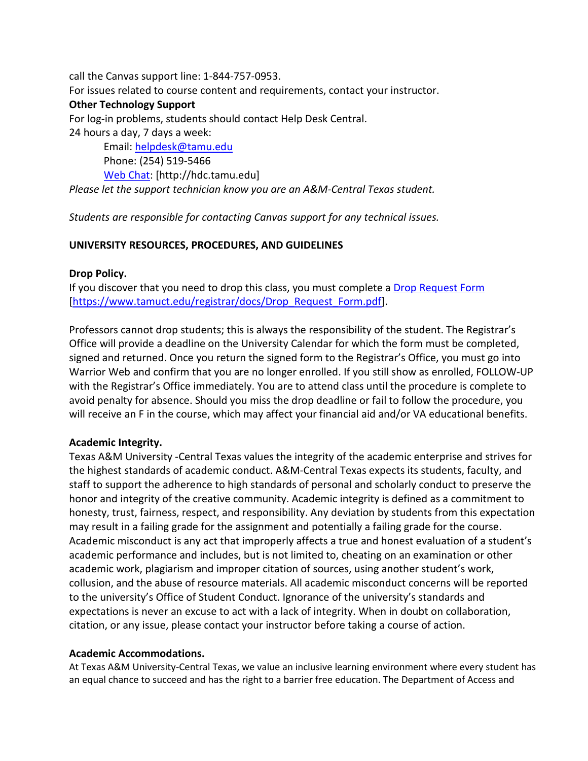call the Canvas support line: 1-844-757-0953.
For issues related to course content and requirements, contact your instructor.

**Other Technology Support**
For log-in problems, students should contact Help Desk Central.
24 hours a day, 7 days a week:

Email: [helpdesk@tamu.edu](mailto:helpdesk@tamu.edu)
Phone: (254) 519-5466
[Web Chat](http://hdc.tamu.edu): [http://hdc.tamu.edu]

*Please let the support technician know you are an A&M-Central Texas student.*

*Students are responsible for contacting Canvas support for any technical issues.*

## UNIVERSITY RESOURCES, PROCEDURES, AND GUIDELINES

**Drop Policy.**
If you discover that you need to drop this class, you must complete a [Drop Request Form](https://www.tamuct.edu/registrar/docs/Drop_Request_Form.pdf) [[https://www.tamuct.edu/registrar/docs/Drop_Request_Form.pdf](https://www.tamuct.edu/registrar/docs/Drop_Request_Form.pdf)].

Professors cannot drop students; this is always the responsibility of the student. The Registrar's Office will provide a deadline on the University Calendar for which the form must be completed, signed and returned. Once you return the signed form to the Registrar's Office, you must go into Warrior Web and confirm that you are no longer enrolled. If you still show as enrolled, FOLLOW-UP with the Registrar's Office immediately. You are to attend class until the procedure is complete to avoid penalty for absence. Should you miss the drop deadline or fail to follow the procedure, you will receive an F in the course, which may affect your financial aid and/or VA educational benefits.

**Academic Integrity.**
Texas A&M University -Central Texas values the integrity of the academic enterprise and strives for the highest standards of academic conduct. A&M-Central Texas expects its students, faculty, and staff to support the adherence to high standards of personal and scholarly conduct to preserve the honor and integrity of the creative community. Academic integrity is defined as a commitment to honesty, trust, fairness, respect, and responsibility. Any deviation by students from this expectation may result in a failing grade for the assignment and potentially a failing grade for the course. Academic misconduct is any act that improperly affects a true and honest evaluation of a student's academic performance and includes, but is not limited to, cheating on an examination or other academic work, plagiarism and improper citation of sources, using another student's work, collusion, and the abuse of resource materials. All academic misconduct concerns will be reported to the university's Office of Student Conduct. Ignorance of the university's standards and expectations is never an excuse to act with a lack of integrity. When in doubt on collaboration, citation, or any issue, please contact your instructor before taking a course of action.

**Academic Accommodations.**
At Texas A&M University-Central Texas, we value an inclusive learning environment where every student has an equal chance to succeed and has the right to a barrier free education. The Department of Access and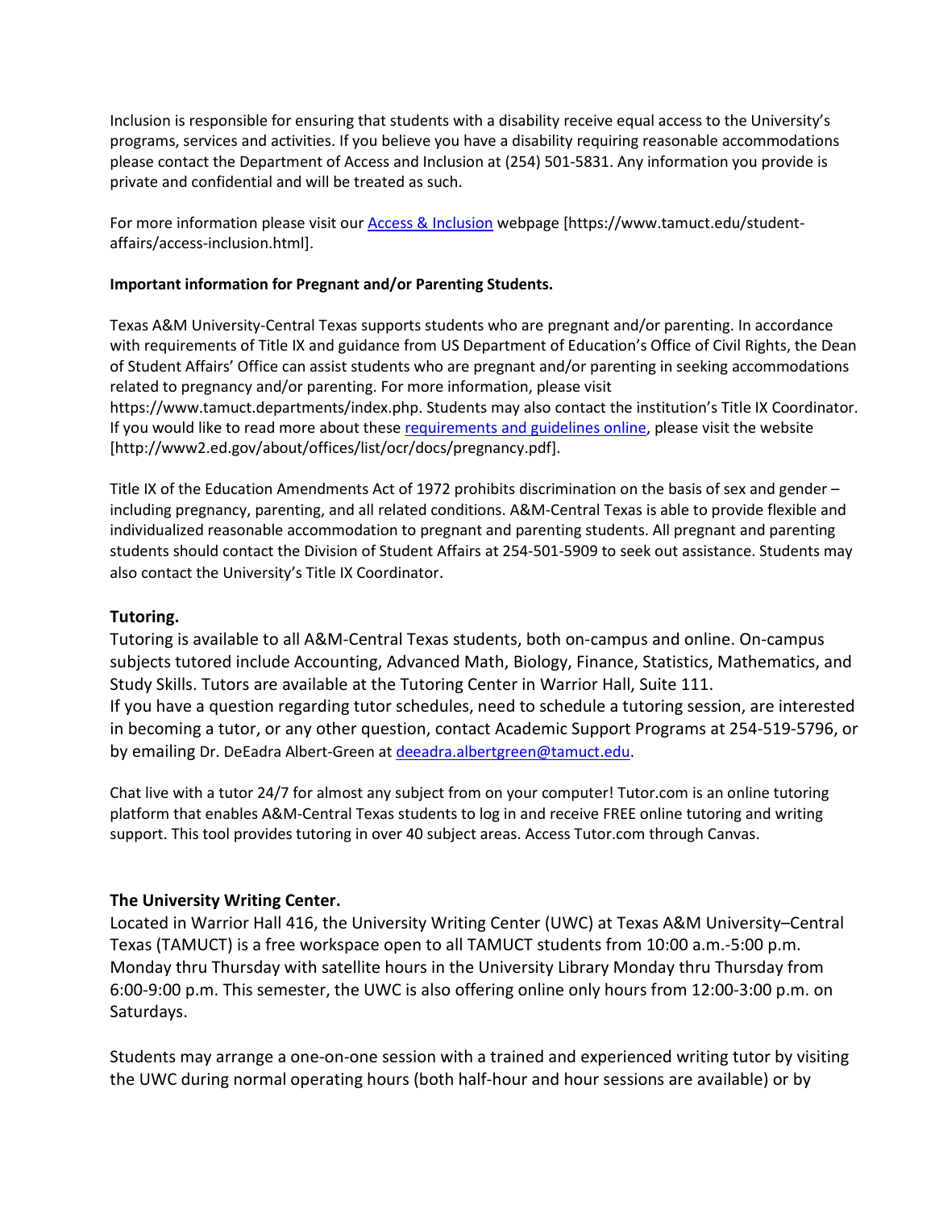Inclusion is responsible for ensuring that students with a disability receive equal access to the University's programs, services and activities. If you believe you have a disability requiring reasonable accommodations please contact the Department of Access and Inclusion at (254) 501-5831. Any information you provide is private and confidential and will be treated as such.

For more information please visit our [Access & Inclusion](https://www.tamuct.edu/student-affairs/access-inclusion.html) webpage [https://www.tamuct.edu/student-affairs/access-inclusion.html].

**Important information for Pregnant and/or Parenting Students.**

Texas A&M University-Central Texas supports students who are pregnant and/or parenting. In accordance with requirements of Title IX and guidance from US Department of Education's Office of Civil Rights, the Dean of Student Affairs' Office can assist students who are pregnant and/or parenting in seeking accommodations related to pregnancy and/or parenting. For more information, please visit https://www.tamuct.departments/index.php. Students may also contact the institution's Title IX Coordinator. If you would like to read more about these [requirements and guidelines online](http://www2.ed.gov/about/offices/list/ocr/docs/pregnancy.pdf), please visit the website [http://www2.ed.gov/about/offices/list/ocr/docs/pregnancy.pdf].

Title IX of the Education Amendments Act of 1972 prohibits discrimination on the basis of sex and gender – including pregnancy, parenting, and all related conditions. A&M-Central Texas is able to provide flexible and individualized reasonable accommodation to pregnant and parenting students. All pregnant and parenting students should contact the Division of Student Affairs at 254-501-5909 to seek out assistance. Students may also contact the University's Title IX Coordinator.

### Tutoring.

Tutoring is available to all A&M-Central Texas students, both on-campus and online. On-campus subjects tutored include Accounting, Advanced Math, Biology, Finance, Statistics, Mathematics, and Study Skills. Tutors are available at the Tutoring Center in Warrior Hall, Suite 111.
If you have a question regarding tutor schedules, need to schedule a tutoring session, are interested in becoming a tutor, or any other question, contact Academic Support Programs at 254-519-5796, or by emailing Dr. DeEadra Albert-Green at [deeadra.albertgreen@tamuct.edu](mailto:deeadra.albertgreen@tamuct.edu).

Chat live with a tutor 24/7 for almost any subject from on your computer! Tutor.com is an online tutoring platform that enables A&M-Central Texas students to log in and receive FREE online tutoring and writing support. This tool provides tutoring in over 40 subject areas. Access Tutor.com through Canvas.

### The University Writing Center.

Located in Warrior Hall 416, the University Writing Center (UWC) at Texas A&M University–Central Texas (TAMUCT) is a free workspace open to all TAMUCT students from 10:00 a.m.-5:00 p.m. Monday thru Thursday with satellite hours in the University Library Monday thru Thursday from 6:00-9:00 p.m. This semester, the UWC is also offering online only hours from 12:00-3:00 p.m. on Saturdays.

Students may arrange a one-on-one session with a trained and experienced writing tutor by visiting the UWC during normal operating hours (both half-hour and hour sessions are available) or by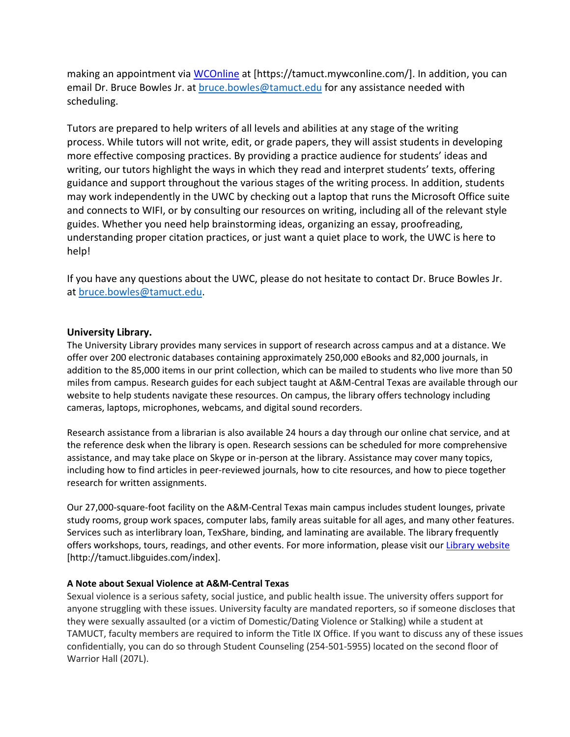making an appointment via [WCOnline](https://tamuct.mywconline.com/) at [https://tamuct.mywconline.com/]. In addition, you can email Dr. Bruce Bowles Jr. at [bruce.bowles@tamuct.edu](mailto:bruce.bowles@tamuct.edu) for any assistance needed with scheduling.

Tutors are prepared to help writers of all levels and abilities at any stage of the writing process. While tutors will not write, edit, or grade papers, they will assist students in developing more effective composing practices. By providing a practice audience for students' ideas and writing, our tutors highlight the ways in which they read and interpret students' texts, offering guidance and support throughout the various stages of the writing process. In addition, students may work independently in the UWC by checking out a laptop that runs the Microsoft Office suite and connects to WIFI, or by consulting our resources on writing, including all of the relevant style guides. Whether you need help brainstorming ideas, organizing an essay, proofreading, understanding proper citation practices, or just want a quiet place to work, the UWC is here to help!

If you have any questions about the UWC, please do not hesitate to contact Dr. Bruce Bowles Jr. at [bruce.bowles@tamuct.edu](mailto:bruce.bowles@tamuct.edu).

**University Library.**

The University Library provides many services in support of research across campus and at a distance. We offer over 200 electronic databases containing approximately 250,000 eBooks and 82,000 journals, in addition to the 85,000 items in our print collection, which can be mailed to students who live more than 50 miles from campus. Research guides for each subject taught at A&M-Central Texas are available through our website to help students navigate these resources. On campus, the library offers technology including cameras, laptops, microphones, webcams, and digital sound recorders.

Research assistance from a librarian is also available 24 hours a day through our online chat service, and at the reference desk when the library is open. Research sessions can be scheduled for more comprehensive assistance, and may take place on Skype or in-person at the library. Assistance may cover many topics, including how to find articles in peer-reviewed journals, how to cite resources, and how to piece together research for written assignments.

Our 27,000-square-foot facility on the A&M-Central Texas main campus includes student lounges, private study rooms, group work spaces, computer labs, family areas suitable for all ages, and many other features. Services such as interlibrary loan, TexShare, binding, and laminating are available. The library frequently offers workshops, tours, readings, and other events. For more information, please visit our [Library website](http://tamuct.libguides.com/index) [http://tamuct.libguides.com/index].

**A Note about Sexual Violence at A&M-Central Texas**

Sexual violence is a serious safety, social justice, and public health issue. The university offers support for anyone struggling with these issues. University faculty are mandated reporters, so if someone discloses that they were sexually assaulted (or a victim of Domestic/Dating Violence or Stalking) while a student at TAMUCT, faculty members are required to inform the Title IX Office. If you want to discuss any of these issues confidentially, you can do so through Student Counseling (254-501-5955) located on the second floor of Warrior Hall (207L).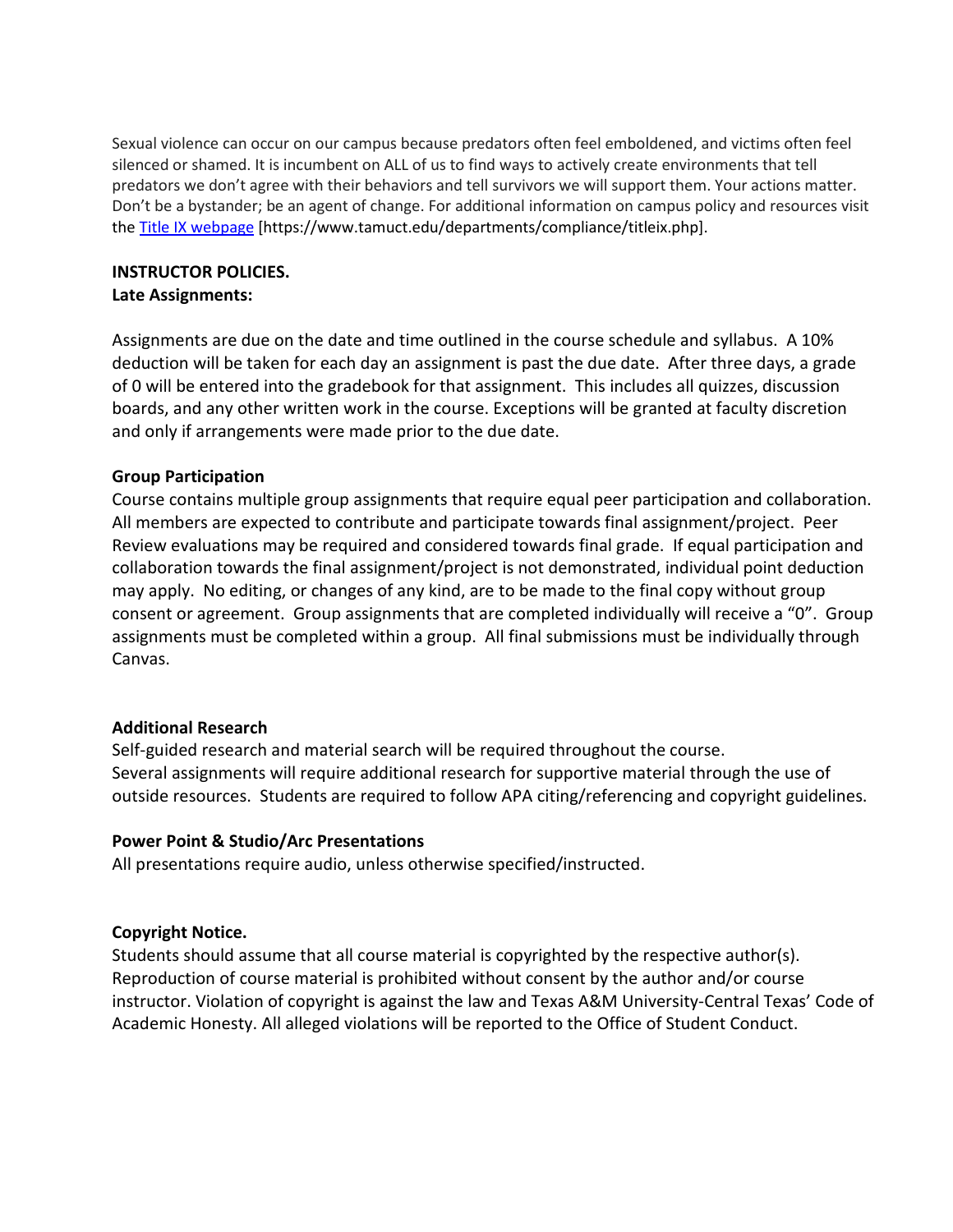Sexual violence can occur on our campus because predators often feel emboldened, and victims often feel silenced or shamed. It is incumbent on ALL of us to find ways to actively create environments that tell predators we don't agree with their behaviors and tell survivors we will support them. Your actions matter. Don't be a bystander; be an agent of change. For additional information on campus policy and resources visit the [Title IX webpage](https://www.tamuct.edu/departments/compliance/titleix.php) [https://www.tamuct.edu/departments/compliance/titleix.php].

**INSTRUCTOR POLICIES.**

**Late Assignments:**

Assignments are due on the date and time outlined in the course schedule and syllabus. A 10% deduction will be taken for each day an assignment is past the due date. After three days, a grade of 0 will be entered into the gradebook for that assignment. This includes all quizzes, discussion boards, and any other written work in the course. Exceptions will be granted at faculty discretion and only if arrangements were made prior to the due date.

**Group Participation**

Course contains multiple group assignments that require equal peer participation and collaboration. All members are expected to contribute and participate towards final assignment/project. Peer Review evaluations may be required and considered towards final grade. If equal participation and collaboration towards the final assignment/project is not demonstrated, individual point deduction may apply. No editing, or changes of any kind, are to be made to the final copy without group consent or agreement. Group assignments that are completed individually will receive a "0". Group assignments must be completed within a group. All final submissions must be individually through Canvas.

**Additional Research**

Self-guided research and material search will be required throughout the course. Several assignments will require additional research for supportive material through the use of outside resources. Students are required to follow APA citing/referencing and copyright guidelines.

**Power Point & Studio/Arc Presentations**

All presentations require audio, unless otherwise specified/instructed.

**Copyright Notice.**

Students should assume that all course material is copyrighted by the respective author(s). Reproduction of course material is prohibited without consent by the author and/or course instructor. Violation of copyright is against the law and Texas A&M University-Central Texas' Code of Academic Honesty. All alleged violations will be reported to the Office of Student Conduct.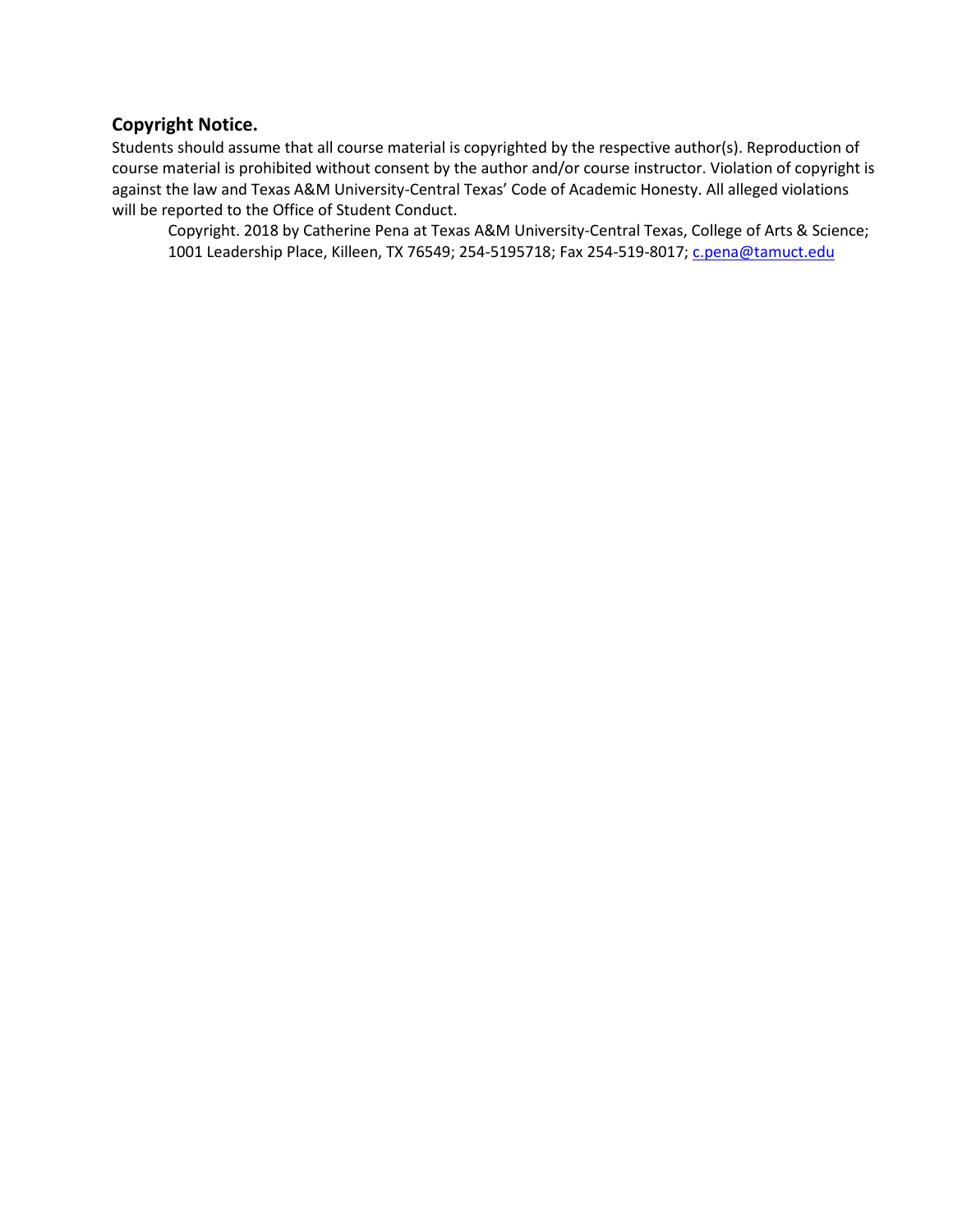### Copyright Notice.

Students should assume that all course material is copyrighted by the respective author(s). Reproduction of course material is prohibited without consent by the author and/or course instructor. Violation of copyright is against the law and Texas A&M University-Central Texas' Code of Academic Honesty. All alleged violations will be reported to the Office of Student Conduct.

Copyright. 2018 by Catherine Pena at Texas A&M University-Central Texas, College of Arts & Science; 1001 Leadership Place, Killeen, TX 76549; 254-5195718; Fax 254-519-8017; c.pena@tamuct.edu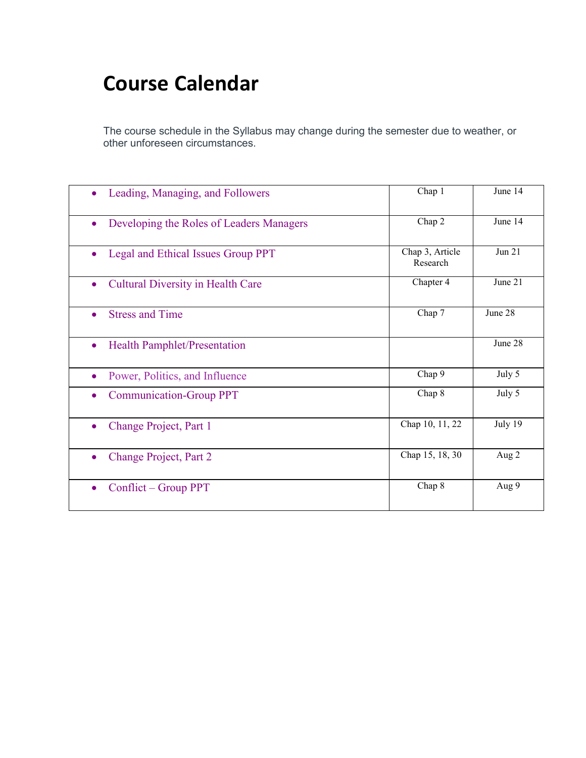# Course Calendar

The course schedule in the Syllabus may change during the semester due to weather, or other unforeseen circumstances.

| | | |
|---|---|---|
| • Leading, Managing, and Followers | Chap 1 | June 14 |
| • Developing the Roles of Leaders Managers | Chap 2 | June 14 |
| • Legal and Ethical Issues Group PPT | Chap 3, Article Research | Jun 21 |
| • Cultural Diversity in Health Care | Chapter 4 | June 21 |
| • Stress and Time | Chap 7 | June 28 |
| • Health Pamphlet/Presentation | | June 28 |
| • Power, Politics, and Influence | Chap 9 | July 5 |
| • Communication-Group PPT | Chap 8 | July 5 |
| • Change Project, Part 1 | Chap 10, 11, 22 | July 19 |
| • Change Project, Part 2 | Chap 15, 18, 30 | Aug 2 |
| • Conflict – Group PPT | Chap 8 | Aug 9 |